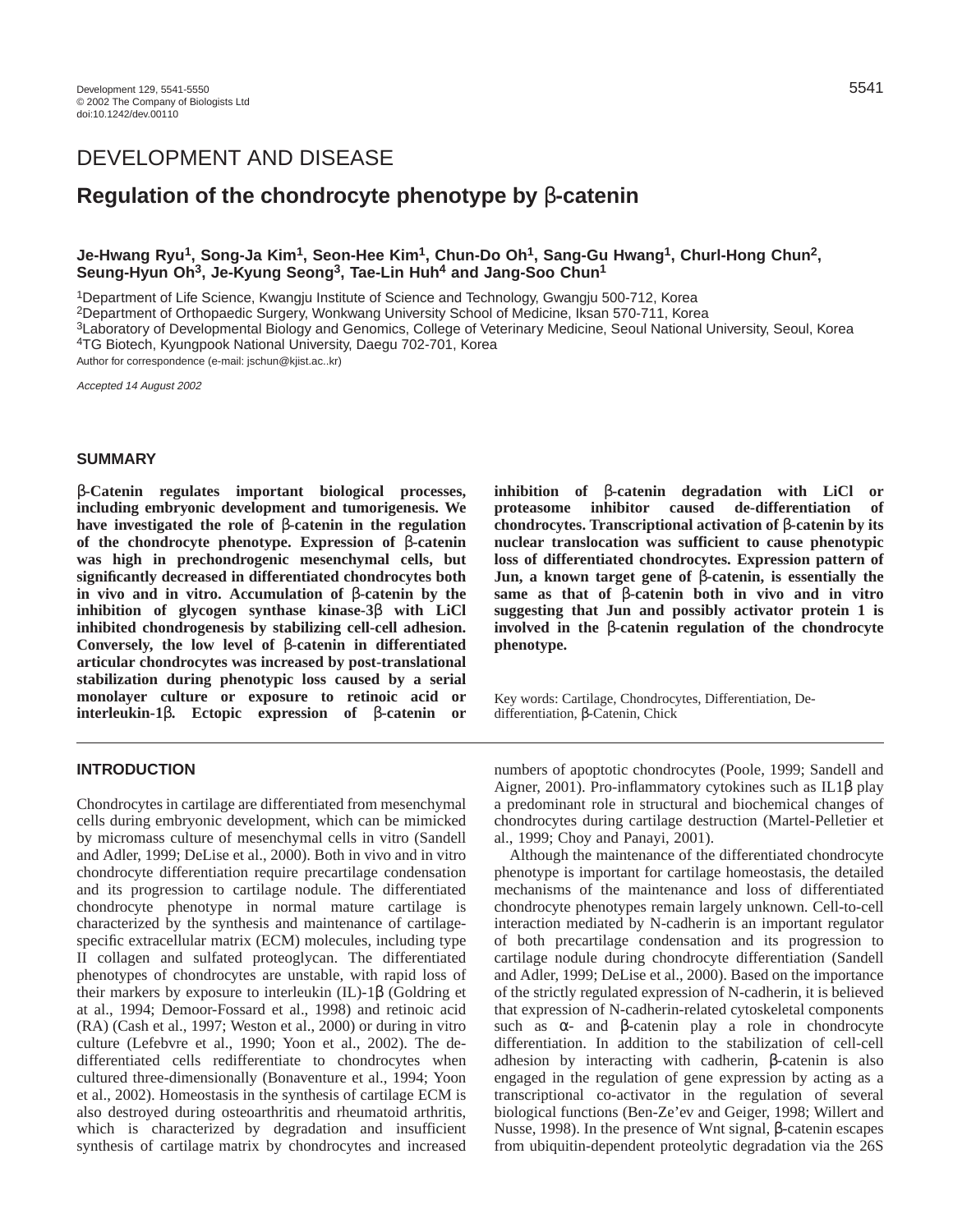DEVELOPMENT AND DISEASE

# Regulation of the chondrocyte phenotype by β-catenin

**Je-Hwang Ryu[1], Song-Ja Kim[1], Seon-Hee Kim[1], Chun-Do Oh[1], Sang-Gu Hwang[1], Churl-Hong Chun[2], Seung-Hyun Oh[3], Je-Kyung Seong[3], Tae-Lin Huh[4] and Jang-Soo Chun[1]**

[1]Department of Life Science, Kwangju Institute of Science and Technology, Gwangju 500-712, Korea
[2]Department of Orthopaedic Surgery, Wonkwang University School of Medicine, Iksan 570-711, Korea
[3]Laboratory of Developmental Biology and Genomics, College of Veterinary Medicine, Seoul National University, Seoul, Korea
[4]TG Biotech, Kyungpook National University, Daegu 702-701, Korea

Author for correspondence (e-mail: jschun@kjist.ac..kr)

*Accepted 14 August 2002*

## SUMMARY

**β-Catenin regulates important biological processes, including embryonic development and tumorigenesis. We have investigated the role of β-catenin in the regulation of the chondrocyte phenotype. Expression of β-catenin was high in prechondrogenic mesenchymal cells, but significantly decreased in differentiated chondrocytes both in vivo and in vitro. Accumulation of β-catenin by the inhibition of glycogen synthase kinase-3β with LiCl inhibited chondrogenesis by stabilizing cell-cell adhesion. Conversely, the low level of β-catenin in differentiated articular chondrocytes was increased by post-translational stabilization during phenotypic loss caused by a serial monolayer culture or exposure to retinoic acid or interleukin-1β. Ectopic expression of β-catenin or inhibition of β-catenin degradation with LiCl or proteasome inhibitor caused de-differentiation of chondrocytes. Transcriptional activation of β-catenin by its nuclear translocation was sufficient to cause phenotypic loss of differentiated chondrocytes. Expression pattern of Jun, a known target gene of β-catenin, is essentially the same as that of β-catenin both in vivo and in vitro suggesting that Jun and possibly activator protein 1 is involved in the β-catenin regulation of the chondrocyte phenotype.**

Key words: Cartilage, Chondrocytes, Differentiation, De-differentiation, β-Catenin, Chick

## INTRODUCTION

Chondrocytes in cartilage are differentiated from mesenchymal cells during embryonic development, which can be mimicked by micromass culture of mesenchymal cells in vitro (Sandell and Adler, 1999; DeLise et al., 2000). Both in vivo and in vitro chondrocyte differentiation require precartilage condensation and its progression to cartilage nodule. The differentiated chondrocyte phenotype in normal mature cartilage is characterized by the synthesis and maintenance of cartilage-specific extracellular matrix (ECM) molecules, including type II collagen and sulfated proteoglycan. The differentiated phenotypes of chondrocytes are unstable, with rapid loss of their markers by exposure to interleukin (IL)-1β (Goldring et at al., 1994; Demoor-Fossard et al., 1998) and retinoic acid (RA) (Cash et al., 1997; Weston et al., 2000) or during in vitro culture (Lefebvre et al., 1990; Yoon et al., 2002). The de-differentiated cells redifferentiate to chondrocytes when cultured three-dimensionally (Bonaventure et al., 1994; Yoon et al., 2002). Homeostasis in the synthesis of cartilage ECM is also destroyed during osteoarthritis and rheumatoid arthritis, which is characterized by degradation and insufficient synthesis of cartilage matrix by chondrocytes and increased numbers of apoptotic chondrocytes (Poole, 1999; Sandell and Aigner, 2001). Pro-inflammatory cytokines such as IL1β play a predominant role in structural and biochemical changes of chondrocytes during cartilage destruction (Martel-Pelletier et al., 1999; Choy and Panayi, 2001).

Although the maintenance of the differentiated chondrocyte phenotype is important for cartilage homeostasis, the detailed mechanisms of the maintenance and loss of differentiated chondrocyte phenotypes remain largely unknown. Cell-to-cell interaction mediated by N-cadherin is an important regulator of both precartilage condensation and its progression to cartilage nodule during chondrocyte differentiation (Sandell and Adler, 1999; DeLise et al., 2000). Based on the importance of the strictly regulated expression of N-cadherin, it is believed that expression of N-cadherin-related cytoskeletal components such as α- and β-catenin play a role in chondrocyte differentiation. In addition to the stabilization of cell-cell adhesion by interacting with cadherin, β-catenin is also engaged in the regulation of gene expression by acting as a transcriptional co-activator in the regulation of several biological functions (Ben-Ze'ev and Geiger, 1998; Willert and Nusse, 1998). In the presence of Wnt signal, β-catenin escapes from ubiquitin-dependent proteolytic degradation via the 26S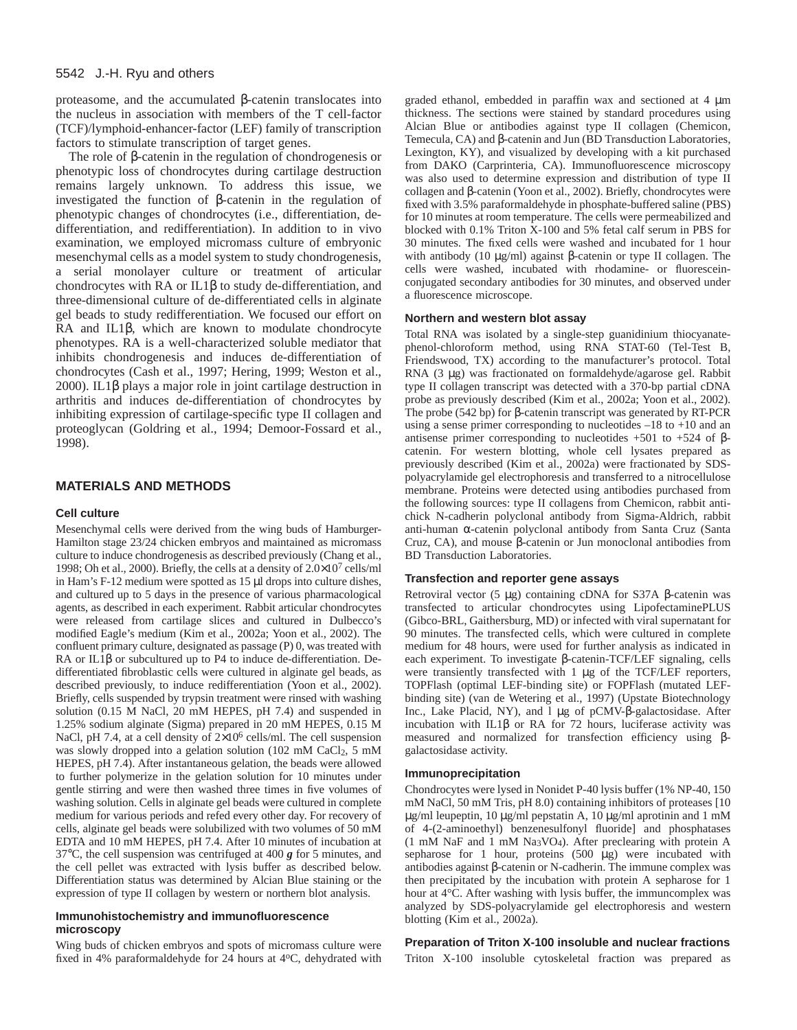proteasome, and the accumulated β-catenin translocates into the nucleus in association with members of the T cell-factor (TCF)/lymphoid-enhancer-factor (LEF) family of transcription factors to stimulate transcription of target genes.

The role of β-catenin in the regulation of chondrogenesis or phenotypic loss of chondrocytes during cartilage destruction remains largely unknown. To address this issue, we investigated the function of β-catenin in the regulation of phenotypic changes of chondrocytes (i.e., differentiation, de-differentiation, and redifferentiation). In addition to in vivo examination, we employed micromass culture of embryonic mesenchymal cells as a model system to study chondrogenesis, a serial monolayer culture or treatment of articular chondrocytes with RA or IL1β to study de-differentiation, and three-dimensional culture of de-differentiated cells in alginate gel beads to study redifferentiation. We focused our effort on RA and IL1β, which are known to modulate chondrocyte phenotypes. RA is a well-characterized soluble mediator that inhibits chondrogenesis and induces de-differentiation of chondrocytes (Cash et al., 1997; Hering, 1999; Weston et al., 2000). IL1β plays a major role in joint cartilage destruction in arthritis and induces de-differentiation of chondrocytes by inhibiting expression of cartilage-specific type II collagen and proteoglycan (Goldring et al., 1994; Demoor-Fossard et al., 1998).

## MATERIALS AND METHODS

### Cell culture

Mesenchymal cells were derived from the wing buds of Hamburger-Hamilton stage 23/24 chicken embryos and maintained as micromass culture to induce chondrogenesis as described previously (Chang et al., 1998; Oh et al., 2000). Briefly, the cells at a density of $2.0\times10^7$ cells/ml in Ham's F-12 medium were spotted as 15 μl drops into culture dishes, and cultured up to 5 days in the presence of various pharmacological agents, as described in each experiment. Rabbit articular chondrocytes were released from cartilage slices and cultured in Dulbecco's modified Eagle's medium (Kim et al., 2002a; Yoon et al., 2002). The confluent primary culture, designated as passage (P) 0, was treated with RA or IL1β or subcultured up to P4 to induce de-differentiation. De-differentiated fibroblastic cells were cultured in alginate gel beads, as described previously, to induce redifferentiation (Yoon et al., 2002). Briefly, cells suspended by trypsin treatment were rinsed with washing solution (0.15 M NaCl, 20 mM HEPES, pH 7.4) and suspended in 1.25% sodium alginate (Sigma) prepared in 20 mM HEPES, 0.15 M NaCl, pH 7.4, at a cell density of $2\times10^6$ cells/ml. The cell suspension was slowly dropped into a gelation solution (102 mM $CaCl_2$, 5 mM HEPES, pH 7.4). After instantaneous gelation, the beads were allowed to further polymerize in the gelation solution for 10 minutes under gentle stirring and were then washed three times in five volumes of washing solution. Cells in alginate gel beads were cultured in complete medium for various periods and refed every other day. For recovery of cells, alginate gel beads were solubilized with two volumes of 50 mM EDTA and 10 mM HEPES, pH 7.4. After 10 minutes of incubation at 37°C, the cell suspension was centrifuged at 400 ***g*** for 5 minutes, and the cell pellet was extracted with lysis buffer as described below. Differentiation status was determined by Alcian Blue staining or the expression of type II collagen by western or northern blot analysis.

### Immunohistochemistry and immunofluorescence microscopy

Wing buds of chicken embryos and spots of micromass culture were fixed in 4% paraformaldehyde for 24 hours at 4°C, dehydrated with graded ethanol, embedded in paraffin wax and sectioned at 4 μm thickness. The sections were stained by standard procedures using Alcian Blue or antibodies against type II collagen (Chemicon, Temecula, CA) and β-catenin and Jun (BD Transduction Laboratories, Lexington, KY), and visualized by developing with a kit purchased from DAKO (Carprinteria, CA). Immunofluorescence microscopy was also used to determine expression and distribution of type II collagen and β-catenin (Yoon et al., 2002). Briefly, chondrocytes were fixed with 3.5% paraformaldehyde in phosphate-buffered saline (PBS) for 10 minutes at room temperature. The cells were permeabilized and blocked with 0.1% Triton X-100 and 5% fetal calf serum in PBS for 30 minutes. The fixed cells were washed and incubated for 1 hour with antibody (10 μg/ml) against β-catenin or type II collagen. The cells were washed, incubated with rhodamine- or fluorescein-conjugated secondary antibodies for 30 minutes, and observed under a fluorescence microscope.

### Northern and western blot assay

Total RNA was isolated by a single-step guanidinium thiocyanate-phenol-chloroform method, using RNA STAT-60 (Tel-Test B, Friendswood, TX) according to the manufacturer's protocol. Total RNA (3 μg) was fractionated on formaldehyde/agarose gel. Rabbit type II collagen transcript was detected with a 370-bp partial cDNA probe as previously described (Kim et al., 2002a; Yoon et al., 2002). The probe (542 bp) for β-catenin transcript was generated by RT-PCR using a sense primer corresponding to nucleotides –18 to +10 and an antisense primer corresponding to nucleotides +501 to +524 of β-catenin. For western blotting, whole cell lysates prepared as previously described (Kim et al., 2002a) were fractionated by SDS-polyacrylamide gel electrophoresis and transferred to a nitrocellulose membrane. Proteins were detected using antibodies purchased from the following sources: type II collagens from Chemicon, rabbit anti-chick N-cadherin polyclonal antibody from Sigma-Aldrich, rabbit anti-human α-catenin polyclonal antibody from Santa Cruz (Santa Cruz, CA), and mouse β-catenin or Jun monoclonal antibodies from BD Transduction Laboratories.

### Transfection and reporter gene assays

Retroviral vector (5 μg) containing cDNA for S37A β-catenin was transfected to articular chondrocytes using LipofectaminePLUS (Gibco-BRL, Gaithersburg, MD) or infected with viral supernatant for 90 minutes. The transfected cells, which were cultured in complete medium for 48 hours, were used for further analysis as indicated in each experiment. To investigate β-catenin-TCF/LEF signaling, cells were transiently transfected with 1 μg of the TCF/LEF reporters, TOPFlash (optimal LEF-binding site) or FOPFlash (mutated LEF-binding site) (van de Wetering et al., 1997) (Upstate Biotechnology Inc., Lake Placid, NY), and 1 μg of pCMV-β-galactosidase. After incubation with IL1β or RA for 72 hours, luciferase activity was measured and normalized for transfection efficiency using β-galactosidase activity.

### Immunoprecipitation

Chondrocytes were lysed in Nonidet P-40 lysis buffer (1% NP-40, 150 mM NaCl, 50 mM Tris, pH 8.0) containing inhibitors of proteases [10 μg/ml leupeptin, 10 μg/ml pepstatin A, 10 μg/ml aprotinin and 1 mM of 4-(2-aminoethyl) benzenesulfonyl fluoride] and phosphatases (1 mM NaF and 1 mM $Na_3VO_4$). After preclearing with protein A sepharose for 1 hour, proteins (500 μg) were incubated with antibodies against β-catenin or N-cadherin. The immune complex was then precipitated by the incubation with protein A sepharose for 1 hour at 4°C. After washing with lysis buffer, the immuncomplex was analyzed by SDS-polyacrylamide gel electrophoresis and western blotting (Kim et al., 2002a).

### Preparation of Triton X-100 insoluble and nuclear fractions

Triton X-100 insoluble cytoskeletal fraction was prepared as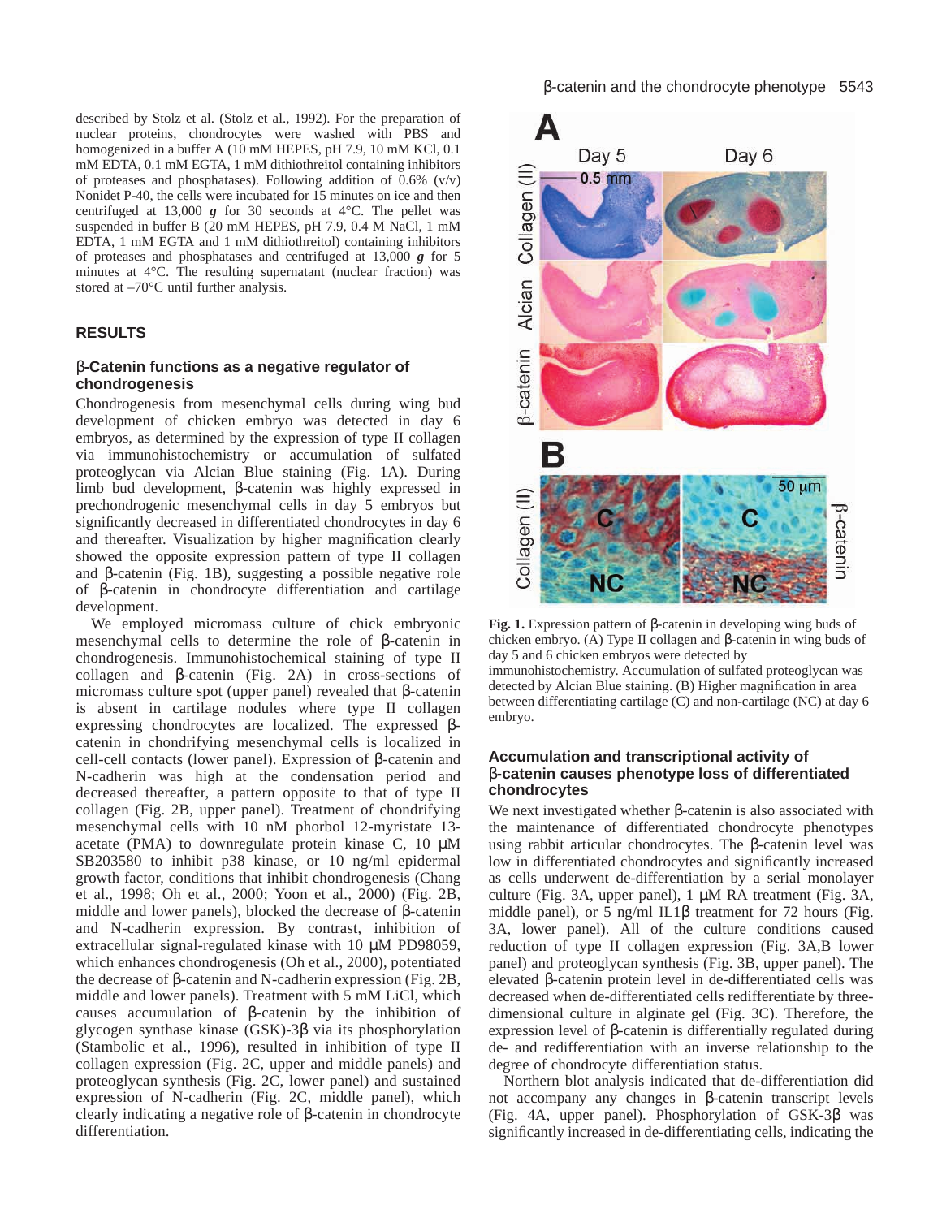described by Stolz et al. (Stolz et al., 1992). For the preparation of nuclear proteins, chondrocytes were washed with PBS and homogenized in a buffer A (10 mM HEPES, pH 7.9, 10 mM KCl, 0.1 mM EDTA, 0.1 mM EGTA, 1 mM dithiothreitol containing inhibitors of proteases and phosphatases). Following addition of 0.6% (v/v) Nonidet P-40, the cells were incubated for 15 minutes on ice and then centrifuged at 13,000 ***g*** for 30 seconds at 4°C. The pellet was suspended in buffer B (20 mM HEPES, pH 7.9, 0.4 M NaCl, 1 mM EDTA, 1 mM EGTA and 1 mM dithiothreitol) containing inhibitors of proteases and phosphatases and centrifuged at 13,000 ***g*** for 5 minutes at 4°C. The resulting supernatant (nuclear fraction) was stored at –70°C until further analysis.

## RESULTS

### β-Catenin functions as a negative regulator of chondrogenesis

Chondrogenesis from mesenchymal cells during wing bud development of chicken embryo was detected in day 6 embryos, as determined by the expression of type II collagen via immunohistochemistry or accumulation of sulfated proteoglycan via Alcian Blue staining (Fig. 1A). During limb bud development, β-catenin was highly expressed in prechondrogenic mesenchymal cells in day 5 embryos but significantly decreased in differentiated chondrocytes in day 6 and thereafter. Visualization by higher magnification clearly showed the opposite expression pattern of type II collagen and β-catenin (Fig. 1B), suggesting a possible negative role of β-catenin in chondrocyte differentiation and cartilage development.

We employed micromass culture of chick embryonic mesenchymal cells to determine the role of β-catenin in chondrogenesis. Immunohistochemical staining of type II collagen and β-catenin (Fig. 2A) in cross-sections of micromass culture spot (upper panel) revealed that β-catenin is absent in cartilage nodules where type II collagen expressing chondrocytes are localized. The expressed β-catenin in chondrifying mesenchymal cells is localized in cell-cell contacts (lower panel). Expression of β-catenin and N-cadherin was high at the condensation period and decreased thereafter, a pattern opposite to that of type II collagen (Fig. 2B, upper panel). Treatment of chondrifying mesenchymal cells with 10 nM phorbol 12-myristate 13-acetate (PMA) to downregulate protein kinase C, 10 μM SB203580 to inhibit p38 kinase, or 10 ng/ml epidermal growth factor, conditions that inhibit chondrogenesis (Chang et al., 1998; Oh et al., 2000; Yoon et al., 2000) (Fig. 2B, middle and lower panels), blocked the decrease of β-catenin and N-cadherin expression. By contrast, inhibition of extracellular signal-regulated kinase with 10 μM PD98059, which enhances chondrogenesis (Oh et al., 2000), potentiated the decrease of β-catenin and N-cadherin expression (Fig. 2B, middle and lower panels). Treatment with 5 mM LiCl, which causes accumulation of β-catenin by the inhibition of glycogen synthase kinase (GSK)-3β via its phosphorylation (Stambolic et al., 1996), resulted in inhibition of type II collagen expression (Fig. 2C, upper and middle panels) and proteoglycan synthesis (Fig. 2C, lower panel) and sustained expression of N-cadherin (Fig. 2C, middle panel), which clearly indicating a negative role of β-catenin in chondrocyte differentiation.

**Fig. 1.** Expression pattern of β-catenin in developing wing buds of chicken embryo. (A) Type II collagen and β-catenin in wing buds of day 5 and 6 chicken embryos were detected by immunohistochemistry. Accumulation of sulfated proteoglycan was detected by Alcian Blue staining. (B) Higher magnification in area between differentiating cartilage (C) and non-cartilage (NC) at day 6 embryo.

### Accumulation and transcriptional activity of β-catenin causes phenotype loss of differentiated chondrocytes

We next investigated whether β-catenin is also associated with the maintenance of differentiated chondrocyte phenotypes using rabbit articular chondrocytes. The β-catenin level was low in differentiated chondrocytes and significantly increased as cells underwent de-differentiation by a serial monolayer culture (Fig. 3A, upper panel), 1 μM RA treatment (Fig. 3A, middle panel), or 5 ng/ml IL1β treatment for 72 hours (Fig. 3A, lower panel). All of the culture conditions caused reduction of type II collagen expression (Fig. 3A,B lower panel) and proteoglycan synthesis (Fig. 3B, upper panel). The elevated β-catenin protein level in de-differentiated cells was decreased when de-differentiated cells redifferentiate by three-dimensional culture in alginate gel (Fig. 3C). Therefore, the expression level of β-catenin is differentially regulated during de- and redifferentiation with an inverse relationship to the degree of chondrocyte differentiation status.

Northern blot analysis indicated that de-differentiation did not accompany any changes in β-catenin transcript levels (Fig. 4A, upper panel). Phosphorylation of GSK-3β was significantly increased in de-differentiating cells, indicating the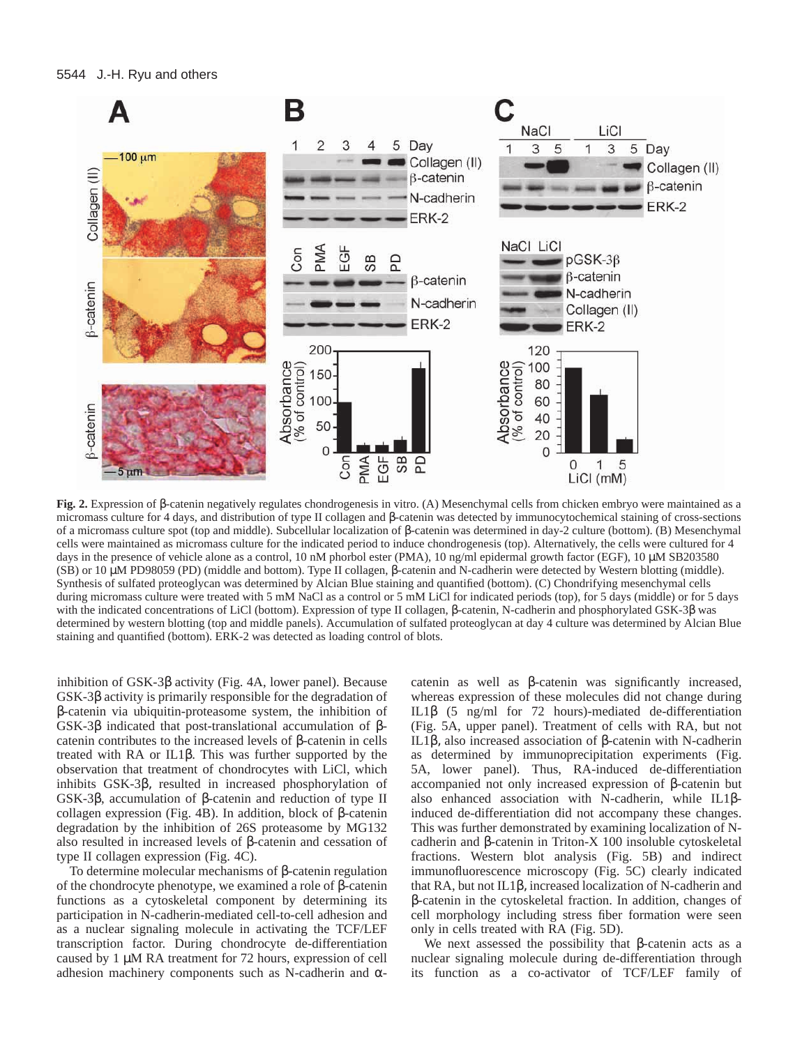**Fig. 2.** Expression of β-catenin negatively regulates chondrogenesis in vitro. (A) Mesenchymal cells from chicken embryo were maintained as a micromass culture for 4 days, and distribution of type II collagen and β-catenin was detected by immunocytochemical staining of cross-sections of a micromass culture spot (top and middle). Subcellular localization of β-catenin was determined in day-2 culture (bottom). (B) Mesenchymal cells were maintained as micromass culture for the indicated period to induce chondrogenesis (top). Alternatively, the cells were cultured for 4 days in the presence of vehicle alone as a control, 10 nM phorbol ester (PMA), 10 ng/ml epidermal growth factor (EGF), 10 μM SB203580 (SB) or 10 μM PD98059 (PD) (middle and bottom). Type II collagen, β-catenin and N-cadherin were detected by Western blotting (middle). Synthesis of sulfated proteoglycan was determined by Alcian Blue staining and quantified (bottom). (C) Chondrifying mesenchymal cells during micromass culture were treated with 5 mM NaCl as a control or 5 mM LiCl for indicated periods (top), for 5 days (middle) or for 5 days with the indicated concentrations of LiCl (bottom). Expression of type II collagen, β-catenin, N-cadherin and phosphorylated GSK-3β was determined by western blotting (top and middle panels). Accumulation of sulfated proteoglycan at day 4 culture was determined by Alcian Blue staining and quantified (bottom). ERK-2 was detected as loading control of blots.

inhibition of GSK-3β activity (Fig. 4A, lower panel). Because GSK-3β activity is primarily responsible for the degradation of β-catenin via ubiquitin-proteasome system, the inhibition of GSK-3β indicated that post-translational accumulation of β-catenin contributes to the increased levels of β-catenin in cells treated with RA or IL1β. This was further supported by the observation that treatment of chondrocytes with LiCl, which inhibits GSK-3β, resulted in increased phosphorylation of GSK-3β, accumulation of β-catenin and reduction of type II collagen expression (Fig. 4B). In addition, block of β-catenin degradation by the inhibition of 26S proteasome by MG132 also resulted in increased levels of β-catenin and cessation of type II collagen expression (Fig. 4C).

To determine molecular mechanisms of β-catenin regulation of the chondrocyte phenotype, we examined a role of β-catenin functions as a cytoskeletal component by determining its participation in N-cadherin-mediated cell-to-cell adhesion and as a nuclear signaling molecule in activating the TCF/LEF transcription factor. During chondrocyte de-differentiation caused by 1 μM RA treatment for 72 hours, expression of cell adhesion machinery components such as N-cadherin and α-catenin as well as β-catenin was significantly increased, whereas expression of these molecules did not change during IL1β (5 ng/ml for 72 hours)-mediated de-differentiation (Fig. 5A, upper panel). Treatment of cells with RA, but not IL1β, also increased association of β-catenin with N-cadherin as determined by immunoprecipitation experiments (Fig. 5A, lower panel). Thus, RA-induced de-differentiation accompanied not only increased expression of β-catenin but also enhanced association with N-cadherin, while IL1β-induced de-differentiation did not accompany these changes. This was further demonstrated by examining localization of N-cadherin and β-catenin in Triton-X 100 insoluble cytoskeletal fractions. Western blot analysis (Fig. 5B) and indirect immunofluorescence microscopy (Fig. 5C) clearly indicated that RA, but not IL1β, increased localization of N-cadherin and β-catenin in the cytoskeletal fraction. In addition, changes of cell morphology including stress fiber formation were seen only in cells treated with RA (Fig. 5D).

We next assessed the possibility that β-catenin acts as a nuclear signaling molecule during de-differentiation through its function as a co-activator of TCF/LEF family of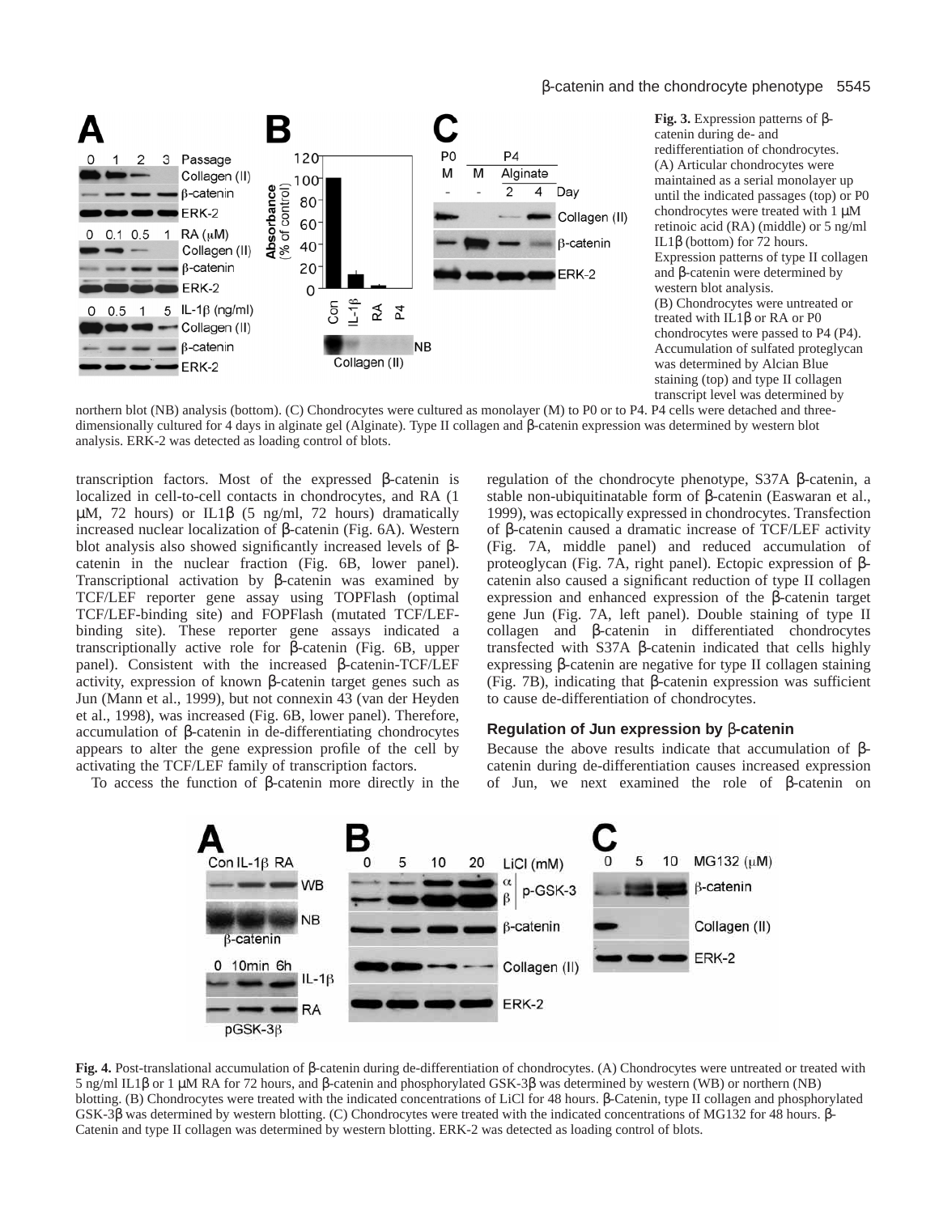**Fig. 3.** Expression patterns of β-catenin during de- and redifferentiation of chondrocytes. (A) Articular chondrocytes were maintained as a serial monolayer up until the indicated passages (top) or P0 chondrocytes were treated with 1 μM retinoic acid (RA) (middle) or 5 ng/ml IL1β (bottom) for 72 hours. Expression patterns of type II collagen and β-catenin were determined by western blot analysis. (B) Chondrocytes were untreated or treated with IL1β or RA or P0 chondrocytes were passed to P4 (P4). Accumulation of sulfated proteglycan was determined by Alcian Blue staining (top) and type II collagen transcript level was determined by northern blot (NB) analysis (bottom). (C) Chondrocytes were cultured as monolayer (M) to P0 or to P4. P4 cells were detached and three-dimensionally cultured for 4 days in alginate gel (Alginate). Type II collagen and β-catenin expression was determined by western blot analysis. ERK-2 was detected as loading control of blots.

transcription factors. Most of the expressed β-catenin is localized in cell-to-cell contacts in chondrocytes, and RA (1 μM, 72 hours) or IL1β (5 ng/ml, 72 hours) dramatically increased nuclear localization of β-catenin (Fig. 6A). Western blot analysis also showed significantly increased levels of β-catenin in the nuclear fraction (Fig. 6B, lower panel). Transcriptional activation by β-catenin was examined by TCF/LEF reporter gene assay using TOPFlash (optimal TCF/LEF-binding site) and FOPFlash (mutated TCF/LEF-binding site). These reporter gene assays indicated a transcriptionally active role for β-catenin (Fig. 6B, upper panel). Consistent with the increased β-catenin-TCF/LEF activity, expression of known β-catenin target genes such as Jun (Mann et al., 1999), but not connexin 43 (van der Heyden et al., 1998), was increased (Fig. 6B, lower panel). Therefore, accumulation of β-catenin in de-differentiating chondrocytes appears to alter the gene expression profile of the cell by activating the TCF/LEF family of transcription factors.

To access the function of β-catenin more directly in the regulation of the chondrocyte phenotype, S37A β-catenin, a stable non-ubiquitinatable form of β-catenin (Easwaran et al., 1999), was ectopically expressed in chondrocytes. Transfection of β-catenin caused a dramatic increase of TCF/LEF activity (Fig. 7A, middle panel) and reduced accumulation of proteoglycan (Fig. 7A, right panel). Ectopic expression of β-catenin also caused a significant reduction of type II collagen expression and enhanced expression of the β-catenin target gene Jun (Fig. 7A, left panel). Double staining of type II collagen and β-catenin in differentiated chondrocytes transfected with S37A β-catenin indicated that cells highly expressing β-catenin are negative for type II collagen staining (Fig. 7B), indicating that β-catenin expression was sufficient to cause de-differentiation of chondrocytes.

### Regulation of Jun expression by β-catenin

Because the above results indicate that accumulation of β-catenin during de-differentiation causes increased expression of Jun, we next examined the role of β-catenin on

**Fig. 4.** Post-translational accumulation of β-catenin during de-differentiation of chondrocytes. (A) Chondrocytes were untreated or treated with 5 ng/ml IL1β or 1 μM RA for 72 hours, and β-catenin and phosphorylated GSK-3β was determined by western (WB) or northern (NB) blotting. (B) Chondrocytes were treated with the indicated concentrations of LiCl for 48 hours. β-Catenin, type II collagen and phosphorylated GSK-3β was determined by western blotting. (C) Chondrocytes were treated with the indicated concentrations of MG132 for 48 hours. β-Catenin and type II collagen was determined by western blotting. ERK-2 was detected as loading control of blots.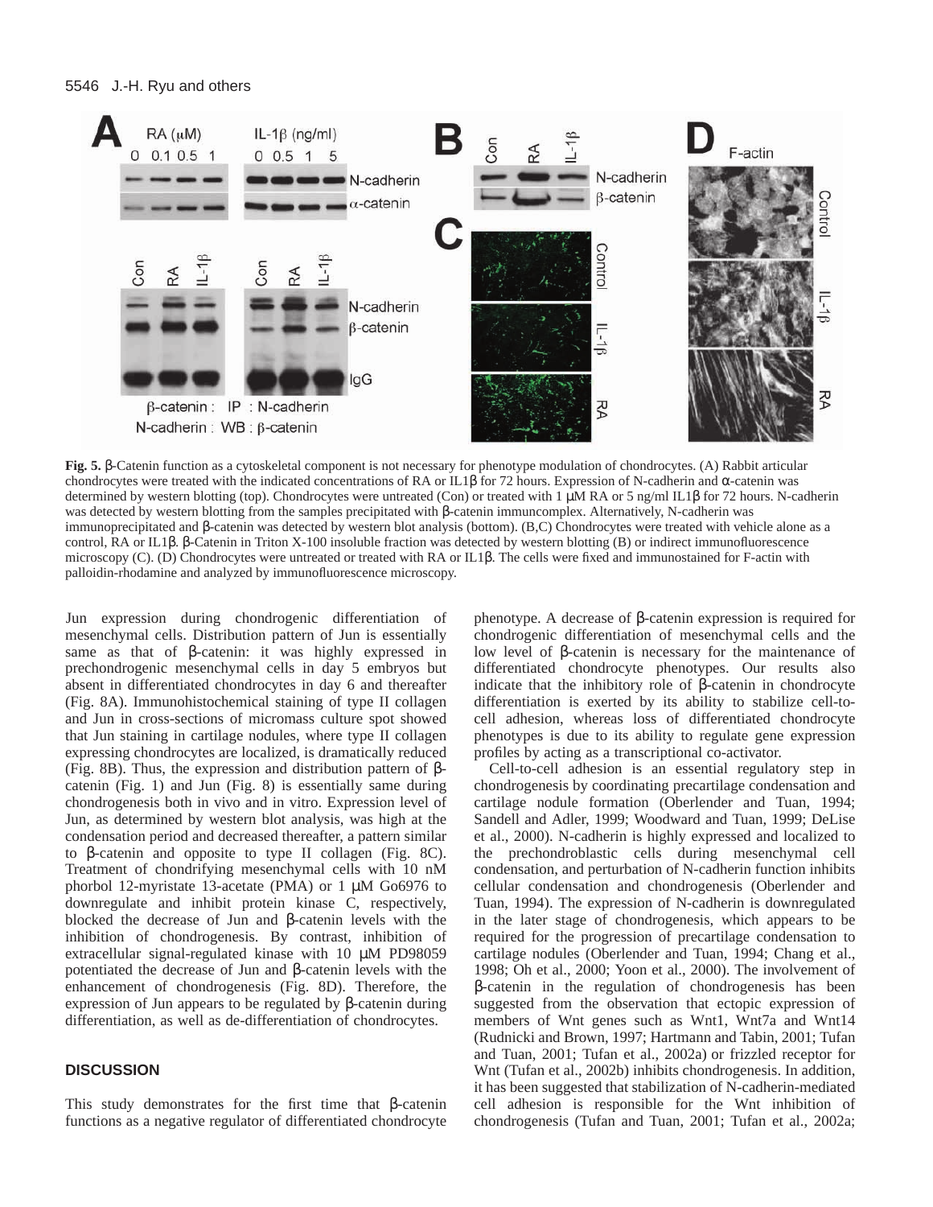**Fig. 5.** β-Catenin function as a cytoskeletal component is not necessary for phenotype modulation of chondrocytes. (A) Rabbit articular chondrocytes were treated with the indicated concentrations of RA or IL1β for 72 hours. Expression of N-cadherin and α-catenin was determined by western blotting (top). Chondrocytes were untreated (Con) or treated with 1 μM RA or 5 ng/ml IL1β for 72 hours. N-cadherin was detected by western blotting from the samples precipitated with β-catenin immuncomplex. Alternatively, N-cadherin was immunoprecipitated and β-catenin was detected by western blot analysis (bottom). (B,C) Chondrocytes were treated with vehicle alone as a control, RA or IL1β. β-Catenin in Triton X-100 insoluble fraction was detected by western blotting (B) or indirect immunofluorescence microscopy (C). (D) Chondrocytes were untreated or treated with RA or IL1β. The cells were fixed and immunostained for F-actin with palloidin-rhodamine and analyzed by immunofluorescence microscopy.

Jun expression during chondrogenic differentiation of mesenchymal cells. Distribution pattern of Jun is essentially same as that of β-catenin: it was highly expressed in prechondrogenic mesenchymal cells in day 5 embryos but absent in differentiated chondrocytes in day 6 and thereafter (Fig. 8A). Immunohistochemical staining of type II collagen and Jun in cross-sections of micromass culture spot showed that Jun staining in cartilage nodules, where type II collagen expressing chondrocytes are localized, is dramatically reduced (Fig. 8B). Thus, the expression and distribution pattern of β-catenin (Fig. 1) and Jun (Fig. 8) is essentially same during chondrogenesis both in vivo and in vitro. Expression level of Jun, as determined by western blot analysis, was high at the condensation period and decreased thereafter, a pattern similar to β-catenin and opposite to type II collagen (Fig. 8C). Treatment of chondrifying mesenchymal cells with 10 nM phorbol 12-myristate 13-acetate (PMA) or 1 μM Go6976 to downregulate and inhibit protein kinase C, respectively, blocked the decrease of Jun and β-catenin levels with the inhibition of chondrogenesis. By contrast, inhibition of extracellular signal-regulated kinase with 10 μM PD98059 potentiated the decrease of Jun and β-catenin levels with the enhancement of chondrogenesis (Fig. 8D). Therefore, the expression of Jun appears to be regulated by β-catenin during differentiation, as well as de-differentiation of chondrocytes.

## DISCUSSION

This study demonstrates for the first time that β-catenin functions as a negative regulator of differentiated chondrocyte phenotype. A decrease of β-catenin expression is required for chondrogenic differentiation of mesenchymal cells and the low level of β-catenin is necessary for the maintenance of differentiated chondrocyte phenotypes. Our results also indicate that the inhibitory role of β-catenin in chondrocyte differentiation is exerted by its ability to stabilize cell-to-cell adhesion, whereas loss of differentiated chondrocyte phenotypes is due to its ability to regulate gene expression profiles by acting as a transcriptional co-activator.

Cell-to-cell adhesion is an essential regulatory step in chondrogenesis by coordinating precartilage condensation and cartilage nodule formation (Oberlender and Tuan, 1994; Sandell and Adler, 1999; Woodward and Tuan, 1999; DeLise et al., 2000). N-cadherin is highly expressed and localized to the prechondroblastic cells during mesenchymal cell condensation, and perturbation of N-cadherin function inhibits cellular condensation and chondrogenesis (Oberlender and Tuan, 1994). The expression of N-cadherin is downregulated in the later stage of chondrogenesis, which appears to be required for the progression of precartilage condensation to cartilage nodules (Oberlender and Tuan, 1994; Chang et al., 1998; Oh et al., 2000; Yoon et al., 2000). The involvement of β-catenin in the regulation of chondrogenesis has been suggested from the observation that ectopic expression of members of Wnt genes such as Wnt1, Wnt7a and Wnt14 (Rudnicki and Brown, 1997; Hartmann and Tabin, 2001; Tufan and Tuan, 2001; Tufan et al., 2002a) or frizzled receptor for Wnt (Tufan et al., 2002b) inhibits chondrogenesis. In addition, it has been suggested that stabilization of N-cadherin-mediated cell adhesion is responsible for the Wnt inhibition of chondrogenesis (Tufan and Tuan, 2001; Tufan et al., 2002a;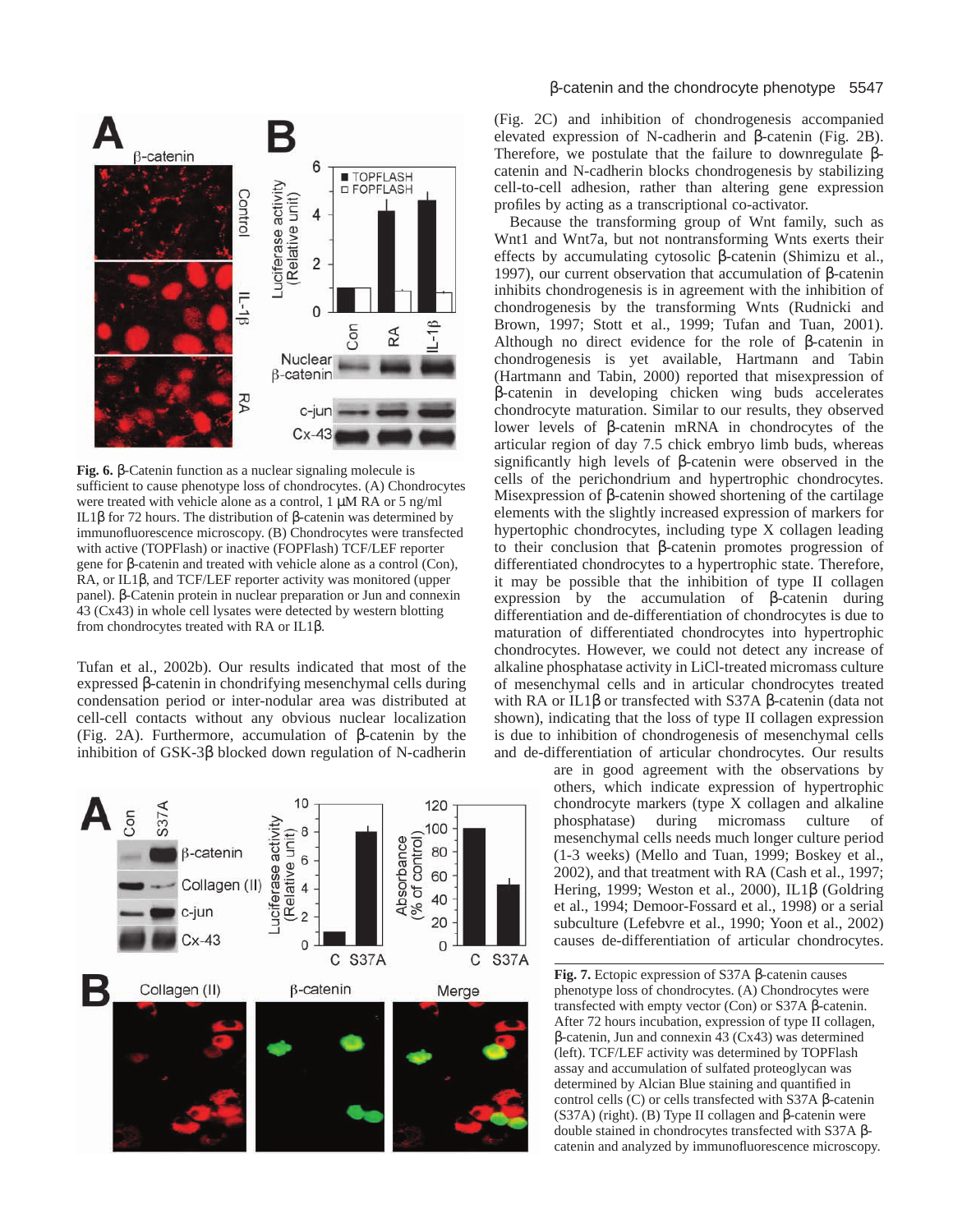**Fig. 6.** β-Catenin function as a nuclear signaling molecule is sufficient to cause phenotype loss of chondrocytes. (A) Chondrocytes were treated with vehicle alone as a control, 1 μM RA or 5 ng/ml IL1β for 72 hours. The distribution of β-catenin was determined by immunofluorescence microscopy. (B) Chondrocytes were transfected with active (TOPFlash) or inactive (FOPFlash) TCF/LEF reporter gene for β-catenin and treated with vehicle alone as a control (Con), RA, or IL1β, and TCF/LEF reporter activity was monitored (upper panel). β-Catenin protein in nuclear preparation or Jun and connexin 43 (Cx43) in whole cell lysates were detected by western blotting from chondrocytes treated with RA or IL1β.

Tufan et al., 2002b). Our results indicated that most of the expressed β-catenin in chondrifying mesenchymal cells during condensation period or inter-nodular area was distributed at cell-cell contacts without any obvious nuclear localization (Fig. 2A). Furthermore, accumulation of β-catenin by the inhibition of GSK-3β blocked down regulation of N-cadherin (Fig. 2C) and inhibition of chondrogenesis accompanied elevated expression of N-cadherin and β-catenin (Fig. 2B). Therefore, we postulate that the failure to downregulate β-catenin and N-cadherin blocks chondrogenesis by stabilizing cell-to-cell adhesion, rather than altering gene expression profiles by acting as a transcriptional co-activator.

Because the transforming group of Wnt family, such as Wnt1 and Wnt7a, but not nontransforming Wnts exert their effects by accumulating cytosolic β-catenin (Shimizu et al., 1997), our current observation that accumulation of β-catenin inhibits chondrogenesis is in agreement with the inhibition of chondrogenesis by the transforming Wnts (Rudnicki and Brown, 1997; Stott et al., 1999; Tufan and Tuan, 2001). Although no direct evidence for the role of β-catenin in chondrogenesis is yet available, Hartmann and Tabin (Hartmann and Tabin, 2000) reported that misexpression of β-catenin in developing chicken wing buds accelerates chondrocyte maturation. Similar to our results, they observed lower levels of β-catenin mRNA in chondrocytes of the articular region of day 7.5 chick embryo limb buds, whereas significantly high levels of β-catenin were observed in the cells of the perichondrium and hypertrophic chondrocytes. Misexpression of β-catenin showed shortening of the cartilage elements with the slightly increased expression of markers for hypertophic chondrocytes, including type X collagen leading to their conclusion that β-catenin promotes progression of differentiated chondrocytes to a hypertrophic state. Therefore, it may be possible that the inhibition of type II collagen expression by the accumulation of β-catenin during differentiation and de-differentiation of chondrocytes is due to maturation of differentiated chondrocytes into hypertrophic chondrocytes. However, we could not detect any increase of alkaline phosphatase activity in LiCl-treated micromass culture of mesenchymal cells and in articular chondrocytes treated with RA or IL1β or transfected with S37A β-catenin (data not shown), indicating that the loss of type II collagen expression is due to inhibition of chondrogenesis of mesenchymal cells and de-differentiation of articular chondrocytes. Our results are in good agreement with the observations by others, which indicate expression of hypertrophic chondrocyte markers (type X collagen and alkaline phosphatase) during micromass culture of mesenchymal cells needs much longer culture period (1-3 weeks) (Mello and Tuan, 1999; Boskey et al., 2002), and that treatment with RA (Cash et al., 1997; Hering, 1999; Weston et al., 2000), IL1β (Goldring et al., 1994; Demoor-Fossard et al., 1998) or a serial subculture (Lefebvre et al., 1990; Yoon et al., 2002) causes de-differentiation of articular chondrocytes.

**Fig. 7.** Ectopic expression of S37A β-catenin causes phenotype loss of chondrocytes. (A) Chondrocytes were transfected with empty vector (Con) or S37A β-catenin. After 72 hours incubation, expression of type II collagen, β-catenin, Jun and connexin 43 (Cx43) was determined (left). TCF/LEF activity was determined by TOPFlash assay and accumulation of sulfated proteoglycan was determined by Alcian Blue staining and quantified in control cells (C) or cells transfected with S37A β-catenin (S37A) (right). (B) Type II collagen and β-catenin were double stained in chondrocytes transfected with S37A β-catenin and analyzed by immunofluorescence microscopy.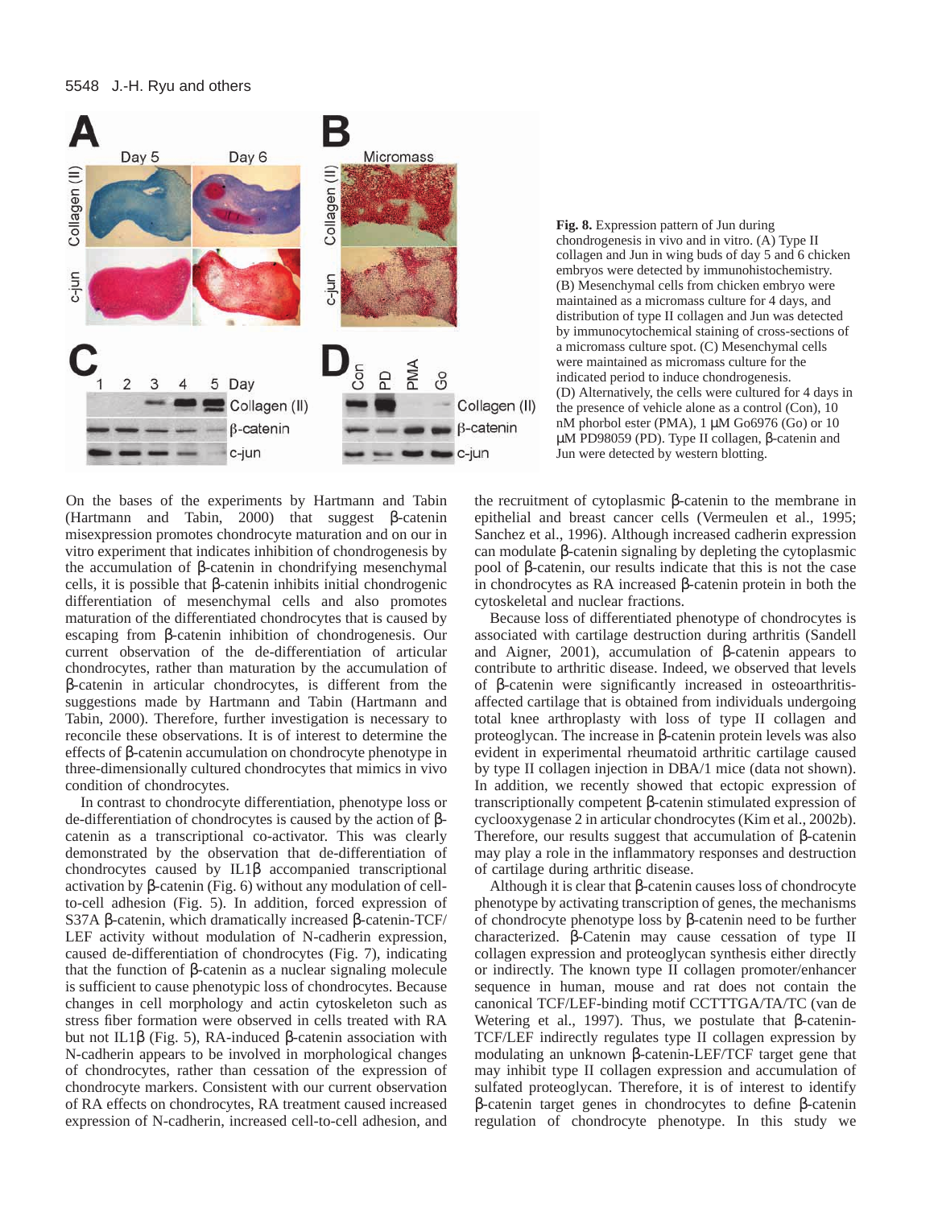**Fig. 8.** Expression pattern of Jun during chondrogenesis in vivo and in vitro. (A) Type II collagen and Jun in wing buds of day 5 and 6 chicken embryos were detected by immunohistochemistry. (B) Mesenchymal cells from chicken embryo were maintained as a micromass culture for 4 days, and distribution of type II collagen and Jun was detected by immunocytochemical staining of cross-sections of a micromass culture spot. (C) Mesenchymal cells were maintained as micromass culture for the indicated period to induce chondrogenesis. (D) Alternatively, the cells were cultured for 4 days in the presence of vehicle alone as a control (Con), 10 nM phorbol ester (PMA), 1 μM Go6976 (Go) or 10 μM PD98059 (PD). Type II collagen, β-catenin and Jun were detected by western blotting.

On the bases of the experiments by Hartmann and Tabin (Hartmann and Tabin, 2000) that suggest β-catenin misexpression promotes chondrocyte maturation and on our in vitro experiment that indicates inhibition of chondrogenesis by the accumulation of β-catenin in chondrifying mesenchymal cells, it is possible that β-catenin inhibits initial chondrogenic differentiation of mesenchymal cells and also promotes maturation of the differentiated chondrocytes that is caused by escaping from β-catenin inhibition of chondrogenesis. Our current observation of the de-differentiation of articular chondrocytes, rather than maturation by the accumulation of β-catenin in articular chondrocytes, is different from the suggestions made by Hartmann and Tabin (Hartmann and Tabin, 2000). Therefore, further investigation is necessary to reconcile these observations. It is of interest to determine the effects of β-catenin accumulation on chondrocyte phenotype in three-dimensionally cultured chondrocytes that mimics in vivo condition of chondrocytes.

In contrast to chondrocyte differentiation, phenotype loss or de-differentiation of chondrocytes is caused by the action of β-catenin as a transcriptional co-activator. This was clearly demonstrated by the observation that de-differentiation of chondrocytes caused by IL1β accompanied transcriptional activation by β-catenin (Fig. 6) without any modulation of cell-to-cell adhesion (Fig. 5). In addition, forced expression of S37A β-catenin, which dramatically increased β-catenin-TCF/LEF activity without modulation of N-cadherin expression, caused de-differentiation of chondrocytes (Fig. 7), indicating that the function of β-catenin as a nuclear signaling molecule is sufficient to cause phenotypic loss of chondrocytes. Because changes in cell morphology and actin cytoskeleton such as stress fiber formation were observed in cells treated with RA but not IL1β (Fig. 5), RA-induced β-catenin association with N-cadherin appears to be involved in morphological changes of chondrocytes, rather than cessation of the expression of chondrocyte markers. Consistent with our current observation of RA effects on chondrocytes, RA treatment caused increased expression of N-cadherin, increased cell-to-cell adhesion, and the recruitment of cytoplasmic β-catenin to the membrane in epithelial and breast cancer cells (Vermeulen et al., 1995; Sanchez et al., 1996). Although increased cadherin expression can modulate β-catenin signaling by depleting the cytoplasmic pool of β-catenin, our results indicate that this is not the case in chondrocytes as RA increased β-catenin protein in both the cytoskeletal and nuclear fractions.

Because loss of differentiated phenotype of chondrocytes is associated with cartilage destruction during arthritis (Sandell and Aigner, 2001), accumulation of β-catenin appears to contribute to arthritic disease. Indeed, we observed that levels of β-catenin were significantly increased in osteoarthritis-affected cartilage that is obtained from individuals undergoing total knee arthroplasty with loss of type II collagen and proteoglycan. The increase in β-catenin protein levels was also evident in experimental rheumatoid arthritic cartilage caused by type II collagen injection in DBA/1 mice (data not shown). In addition, we recently showed that ectopic expression of transcriptionally competent β-catenin stimulated expression of cyclooxygenase 2 in articular chondrocytes (Kim et al., 2002b). Therefore, our results suggest that accumulation of β-catenin may play a role in the inflammatory responses and destruction of cartilage during arthritic disease.

Although it is clear that β-catenin causes loss of chondrocyte phenotype by activating transcription of genes, the mechanisms of chondrocyte phenotype loss by β-catenin need to be further characterized. β-Catenin may cause cessation of type II collagen expression and proteoglycan synthesis either directly or indirectly. The known type II collagen promoter/enhancer sequence in human, mouse and rat does not contain the canonical TCF/LEF-binding motif CCTTTGA/TA/TC (van de Wetering et al., 1997). Thus, we postulate that β-catenin-TCF/LEF indirectly regulates type II collagen expression by modulating an unknown β-catenin-LEF/TCF target gene that may inhibit type II collagen expression and accumulation of sulfated proteoglycan. Therefore, it is of interest to identify β-catenin target genes in chondrocytes to define β-catenin regulation of chondrocyte phenotype. In this study we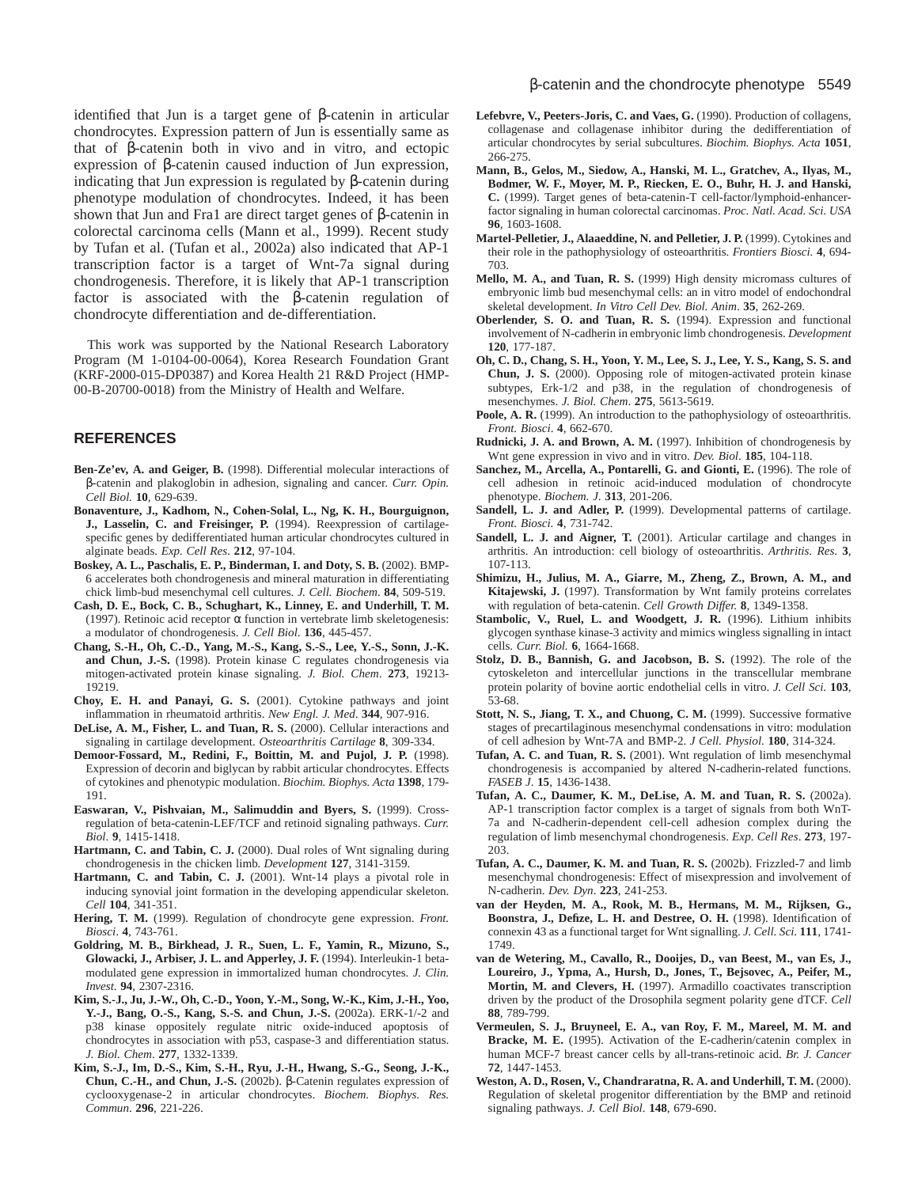identified that Jun is a target gene of β-catenin in articular chondrocytes. Expression pattern of Jun is essentially same as that of β-catenin both in vivo and in vitro, and ectopic expression of β-catenin caused induction of Jun expression, indicating that Jun expression is regulated by β-catenin during phenotype modulation of chondrocytes. Indeed, it has been shown that Jun and Fra1 are direct target genes of β-catenin in colorectal carcinoma cells (Mann et al., 1999). Recent study by Tufan et al. (Tufan et al., 2002a) also indicated that AP-1 transcription factor is a target of Wnt-7a signal during chondrogenesis. Therefore, it is likely that AP-1 transcription factor is associated with the β-catenin regulation of chondrocyte differentiation and de-differentiation.

This work was supported by the National Research Laboratory Program (M 1-0104-00-0064), Korea Research Foundation Grant (KRF-2000-015-DP0387) and Korea Health 21 R&D Project (HMP-00-B-20700-0018) from the Ministry of Health and Welfare.

## REFERENCES

**Ben-Ze'ev, A. and Geiger, B.** (1998). Differential molecular interactions of β-catenin and plakoglobin in adhesion, signaling and cancer. *Curr. Opin. Cell Biol.* **10**, 629-639.

**Bonaventure, J., Kadhom, N., Cohen-Solal, L., Ng, K. H., Bourguignon, J., Lasselin, C. and Freisinger, P.** (1994). Reexpression of cartilage-specific genes by dedifferentiated human articular chondrocytes cultured in alginate beads. *Exp. Cell Res*. **212**, 97-104.

**Boskey, A. L., Paschalis, E. P., Binderman, I. and Doty, S. B.** (2002). BMP-6 accelerates both chondrogenesis and mineral maturation in differentiating chick limb-bud mesenchymal cell cultures. *J. Cell. Biochem*. **84**, 509-519.

**Cash, D. E., Bock, C. B., Schughart, K., Linney, E. and Underhill, T. M.** (1997). Retinoic acid receptor α function in vertebrate limb skeletogenesis: a modulator of chondrogenesis. *J. Cell Biol*. **136**, 445-457.

**Chang, S.-H., Oh, C.-D., Yang, M.-S., Kang, S.-S., Lee, Y.-S., Sonn, J.-K. and Chun, J.-S.** (1998). Protein kinase C regulates chondrogenesis via mitogen-activated protein kinase signaling. *J. Biol. Chem*. **273**, 19213-19219.

**Choy, E. H. and Panayi, G. S.** (2001). Cytokine pathways and joint inflammation in rheumatoid arthritis. *New Engl. J. Med*. **344**, 907-916.

**DeLise, A. M., Fisher, L. and Tuan, R. S.** (2000). Cellular interactions and signaling in cartilage development. *Osteoarthritis Cartilage* **8**, 309-334.

**Demoor-Fossard, M., Redini, F., Boittin, M. and Pujol, J. P.** (1998). Expression of decorin and biglycan by rabbit articular chondrocytes. Effects of cytokines and phenotypic modulation. *Biochim. Biophys. Acta* **1398**, 179-191.

**Easwaran, V., Pishvaian, M., Salimuddin and Byers, S.** (1999). Cross-regulation of beta-catenin-LEF/TCF and retinoid signaling pathways. *Curr. Biol*. **9**, 1415-1418.

**Hartmann, C. and Tabin, C. J.** (2000). Dual roles of Wnt signaling during chondrogenesis in the chicken limb. *Development* **127**, 3141-3159.

**Hartmann, C. and Tabin, C. J.** (2001). Wnt-14 plays a pivotal role in inducing synovial joint formation in the developing appendicular skeleton. *Cell* **104**, 341-351.

**Hering, T. M.** (1999). Regulation of chondrocyte gene expression. *Front. Biosci*. **4**, 743-761.

**Goldring, M. B., Birkhead, J. R., Suen, L. F., Yamin, R., Mizuno, S., Glowacki, J., Arbiser, J. L. and Apperley, J. F.** (1994). Interleukin-1 beta-modulated gene expression in immortalized human chondrocytes. *J. Clin. Invest*. **94**, 2307-2316.

**Kim, S.-J., Ju, J.-W., Oh, C.-D., Yoon, Y.-M., Song, W.-K., Kim, J.-H., Yoo, Y.-J., Bang, O.-S., Kang, S.-S. and Chun, J.-S.** (2002a). ERK-1/-2 and p38 kinase oppositely regulate nitric oxide-induced apoptosis of chondrocytes in association with p53, caspase-3 and differentiation status. *J. Biol. Chem*. **277**, 1332-1339.

**Kim, S.-J., Im, D.-S., Kim, S.-H., Ryu, J.-H., Hwang, S.-G., Seong, J.-K., Chun, C.-H., and Chun, J.-S.** (2002b). β-Catenin regulates expression of cyclooxygenase-2 in articular chondrocytes. *Biochem. Biophys. Res. Commun*. **296**, 221-226.

**Lefebvre, V., Peeters-Joris, C. and Vaes, G.** (1990). Production of collagens, collagenase and collagenase inhibitor during the dedifferentiation of articular chondrocytes by serial subcultures. *Biochim. Biophys. Acta* **1051**, 266-275.

**Mann, B., Gelos, M., Siedow, A., Hanski, M. L., Gratchev, A., Ilyas, M., Bodmer, W. F., Moyer, M. P., Riecken, E. O., Buhr, H. J. and Hanski, C.** (1999). Target genes of beta-catenin-T cell-factor/lymphoid-enhancer-factor signaling in human colorectal carcinomas. *Proc. Natl. Acad. Sci. USA* **96**, 1603-1608.

**Martel-Pelletier, J., Alaaeddine, N. and Pelletier, J. P.** (1999). Cytokines and their role in the pathophysiology of osteoarthritis. *Frontiers Biosci*. **4**, 694-703.

**Mello, M. A., and Tuan, R. S.** (1999) High density micromass cultures of embryonic limb bud mesenchymal cells: an in vitro model of endochondral skeletal development. *In Vitro Cell Dev. Biol. Anim*. **35**, 262-269.

**Oberlender, S. O. and Tuan, R. S.** (1994). Expression and functional involvement of N-cadherin in embryonic limb chondrogenesis. *Development* **120**, 177-187.

**Oh, C. D., Chang, S. H., Yoon, Y. M., Lee, S. J., Lee, Y. S., Kang, S. S. and Chun, J. S.** (2000). Opposing role of mitogen-activated protein kinase subtypes, Erk-1/2 and p38, in the regulation of chondrogenesis of mesenchymes. *J. Biol. Chem*. **275**, 5613-5619.

**Poole, A. R.** (1999). An introduction to the pathophysiology of osteoarthritis. *Front. Biosci*. **4**, 662-670.

**Rudnicki, J. A. and Brown, A. M.** (1997). Inhibition of chondrogenesis by Wnt gene expression in vivo and in vitro. *Dev. Biol*. **185**, 104-118.

**Sanchez, M., Arcella, A., Pontarelli, G. and Gionti, E.** (1996). The role of cell adhesion in retinoic acid-induced modulation of chondrocyte phenotype. *Biochem. J*. **313**, 201-206.

**Sandell, L. J. and Adler, P.** (1999). Developmental patterns of cartilage. *Front. Biosci.* **4**, 731-742.

**Sandell, L. J. and Aigner, T.** (2001). Articular cartilage and changes in arthritis. An introduction: cell biology of osteoarthritis. *Arthritis. Res*. **3**, 107-113.

**Shimizu, H., Julius, M. A., Giarre, M., Zheng, Z., Brown, A. M., and Kitajewski, J.** (1997). Transformation by Wnt family proteins correlates with regulation of beta-catenin. *Cell Growth Differ.* **8**, 1349-1358.

**Stambolic, V., Ruel, L. and Woodgett, J. R.** (1996). Lithium inhibits glycogen synthase kinase-3 activity and mimics wingless signalling in intact cells. *Curr. Biol.* **6**, 1664-1668.

**Stolz, D. B., Bannish, G. and Jacobson, B. S.** (1992). The role of the cytoskeleton and intercellular junctions in the transcellular membrane protein polarity of bovine aortic endothelial cells in vitro. *J. Cell Sci.* **103**, 53-68.

**Stott, N. S., Jiang, T. X., and Chuong, C. M.** (1999). Successive formative stages of precartilaginous mesenchymal condensations in vitro: modulation of cell adhesion by Wnt-7A and BMP-2. *J Cell. Physiol*. **180**, 314-324.

**Tufan, A. C. and Tuan, R. S.** (2001). Wnt regulation of limb mesenchymal chondrogenesis is accompanied by altered N-cadherin-related functions. *FASEB J*. **15**, 1436-1438.

**Tufan, A. C., Daumer, K. M., DeLise, A. M. and Tuan, R. S.** (2002a). AP-1 transcription factor complex is a target of signals from both WnT-7a and N-cadherin-dependent cell-cell adhesion complex during the regulation of limb mesenchymal chondrogenesis. *Exp. Cell Res*. **273**, 197-203.

**Tufan, A. C., Daumer, K. M. and Tuan, R. S.** (2002b). Frizzled-7 and limb mesenchymal chondrogenesis: Effect of misexpression and involvement of N-cadherin. *Dev. Dyn*. **223**, 241-253.

**van der Heyden, M. A., Rook, M. B., Hermans, M. M., Rijksen, G., Boonstra, J., Defize, L. H. and Destree, O. H.** (1998). Identification of connexin 43 as a functional target for Wnt signalling. *J. Cell. Sci*. **111**, 1741-1749.

**van de Wetering, M., Cavallo, R., Dooijes, D., van Beest, M., van Es, J., Loureiro, J., Ypma, A., Hursh, D., Jones, T., Bejsovec, A., Peifer, M., Mortin, M. and Clevers, H.** (1997). Armadillo coactivates transcription driven by the product of the Drosophila segment polarity gene dTCF. *Cell* **88**, 789-799.

**Vermeulen, S. J., Bruyneel, E. A., van Roy, F. M., Mareel, M. M. and Bracke, M. E.** (1995). Activation of the E-cadherin/catenin complex in human MCF-7 breast cancer cells by all-trans-retinoic acid. *Br. J. Cancer* **72**, 1447-1453.

**Weston, A. D., Rosen, V., Chandraratna, R. A. and Underhill, T. M.** (2000). Regulation of skeletal progenitor differentiation by the BMP and retinoid signaling pathways. *J. Cell Biol*. **148**, 679-690.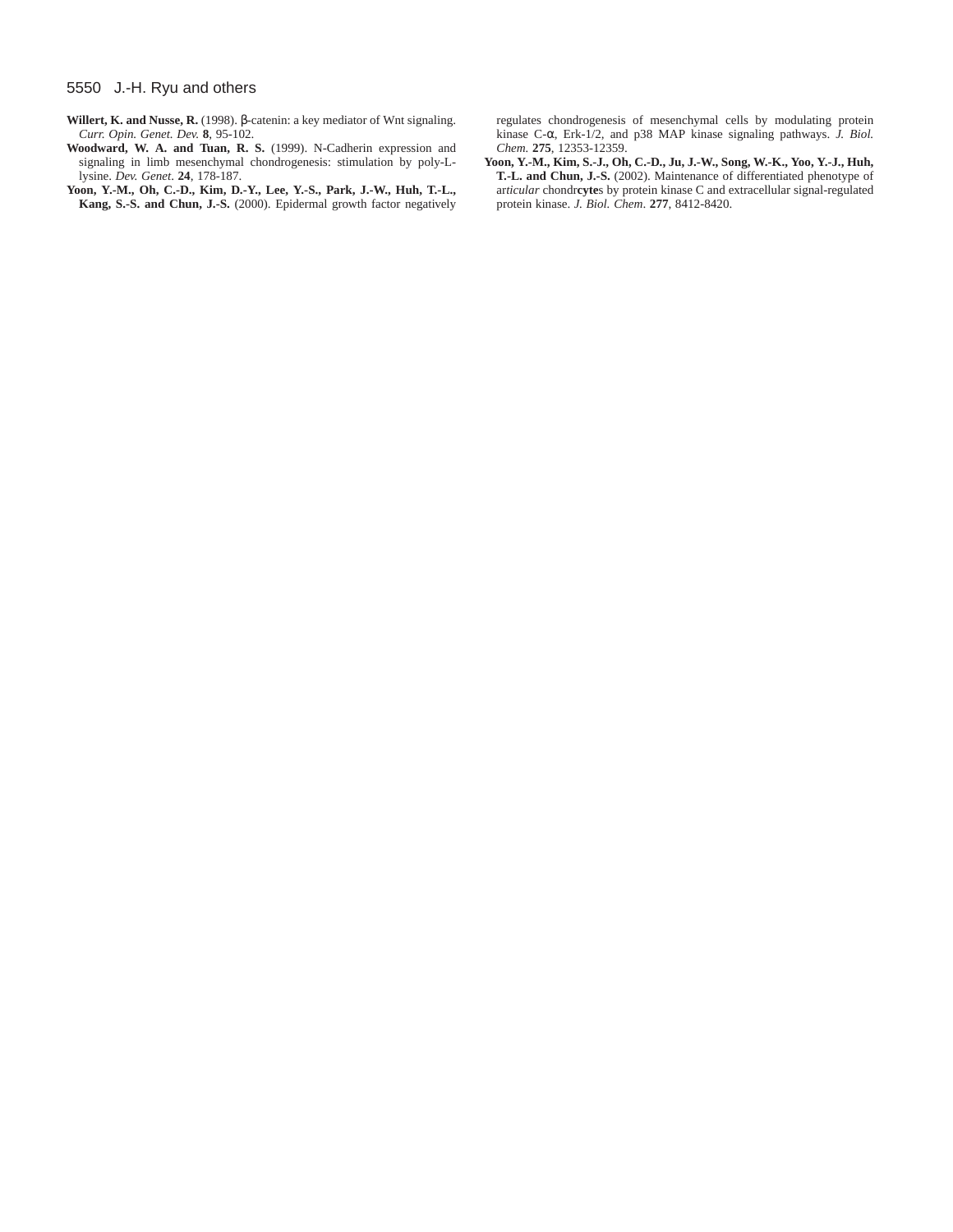**Willert, K. and Nusse, R.** (1998). β-catenin: a key mediator of Wnt signaling. *Curr. Opin. Genet. Dev.* **8**, 95-102.

**Woodward, W. A. and Tuan, R. S.** (1999). N-Cadherin expression and signaling in limb mesenchymal chondrogenesis: stimulation by poly-L-lysine. *Dev. Genet*. **24**, 178-187.

**Yoon, Y.-M., Oh, C.-D., Kim, D.-Y., Lee, Y.-S., Park, J.-W., Huh, T.-L., Kang, S.-S. and Chun, J.-S.** (2000). Epidermal growth factor negatively regulates chondrogenesis of mesenchymal cells by modulating protein kinase C-α, Erk-1/2, and p38 MAP kinase signaling pathways. *J. Biol. Chem.* **275**, 12353-12359.

**Yoon, Y.-M., Kim, S.-J., Oh, C.-D., Ju, J.-W., Song, W.-K., Yoo, Y.-J., Huh, T.-L. and Chun, J.-S.** (2002). Maintenance of differentiated phenotype of ar*ticular* chondr**cyte**s by protein kinase C and extracellular signal-regulated protein kinase. *J. Biol. Chem*. **277**, 8412-8420.